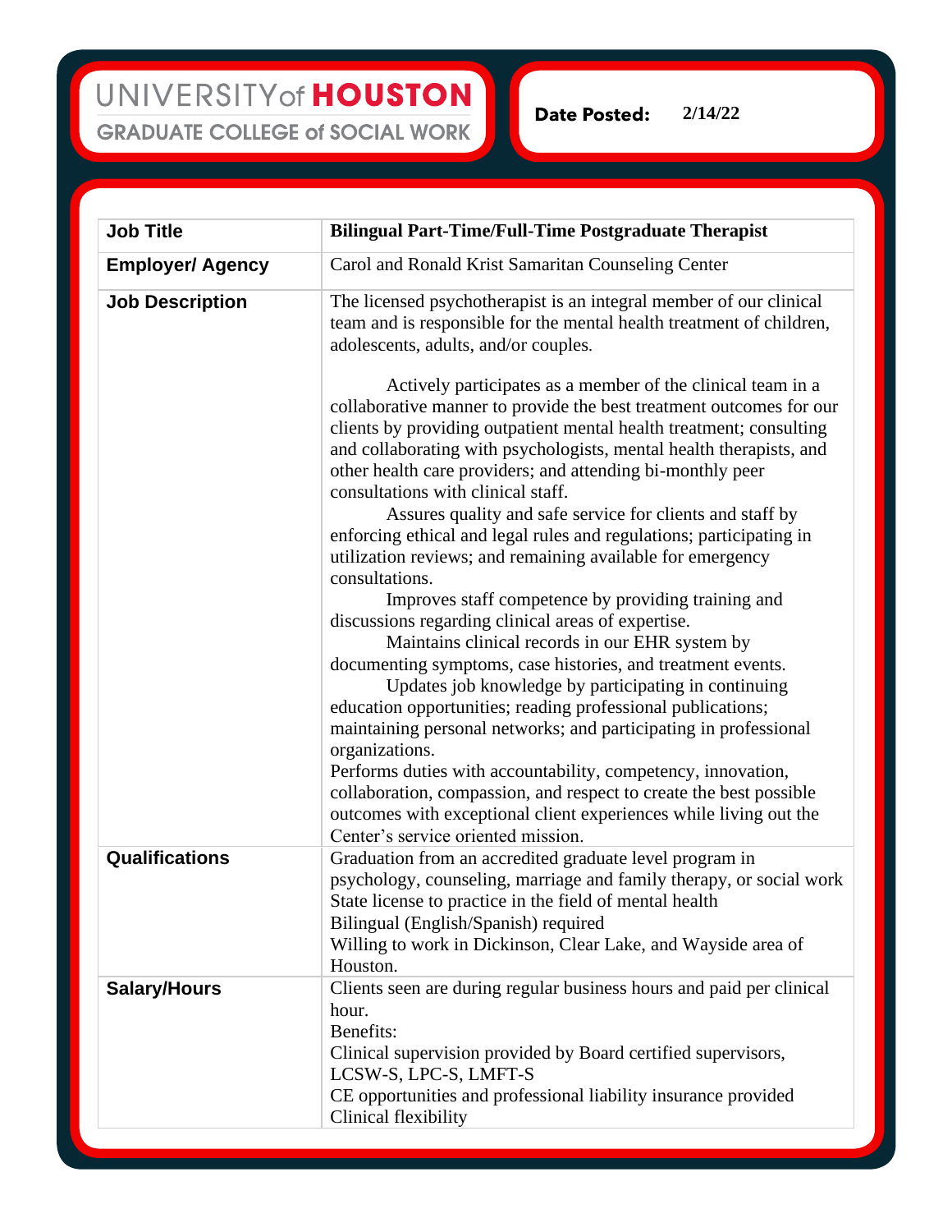UNIVERSITY of HOUSTON
GRADUATE COLLEGE of SOCIAL WORK

**Date Posted:** 2/14/22

| **Job Title** | **Bilingual Part-Time/Full-Time Postgraduate Therapist** |
|---|---|
| **Employer/ Agency** | Carol and Ronald Krist Samaritan Counseling Center |
| **Job Description** | The licensed psychotherapist is an integral member of our clinical team and is responsible for the mental health treatment of children, adolescents, adults, and/or couples.<br><br>Actively participates as a member of the clinical team in a collaborative manner to provide the best treatment outcomes for our clients by providing outpatient mental health treatment; consulting and collaborating with psychologists, mental health therapists, and other health care providers; and attending bi-monthly peer consultations with clinical staff.<br>Assures quality and safe service for clients and staff by enforcing ethical and legal rules and regulations; participating in utilization reviews; and remaining available for emergency consultations.<br>Improves staff competence by providing training and discussions regarding clinical areas of expertise.<br>Maintains clinical records in our EHR system by documenting symptoms, case histories, and treatment events.<br>Updates job knowledge by participating in continuing education opportunities; reading professional publications; maintaining personal networks; and participating in professional organizations.<br>Performs duties with accountability, competency, innovation, collaboration, compassion, and respect to create the best possible outcomes with exceptional client experiences while living out the Center's service oriented mission. |
| **Qualifications** | Graduation from an accredited graduate level program in psychology, counseling, marriage and family therapy, or social work<br>State license to practice in the field of mental health<br>Bilingual (English/Spanish) required<br>Willing to work in Dickinson, Clear Lake, and Wayside area of Houston. |
| **Salary/Hours** | Clients seen are during regular business hours and paid per clinical hour.<br>Benefits:<br>Clinical supervision provided by Board certified supervisors, LCSW-S, LPC-S, LMFT-S<br>CE opportunities and professional liability insurance provided<br>Clinical flexibility |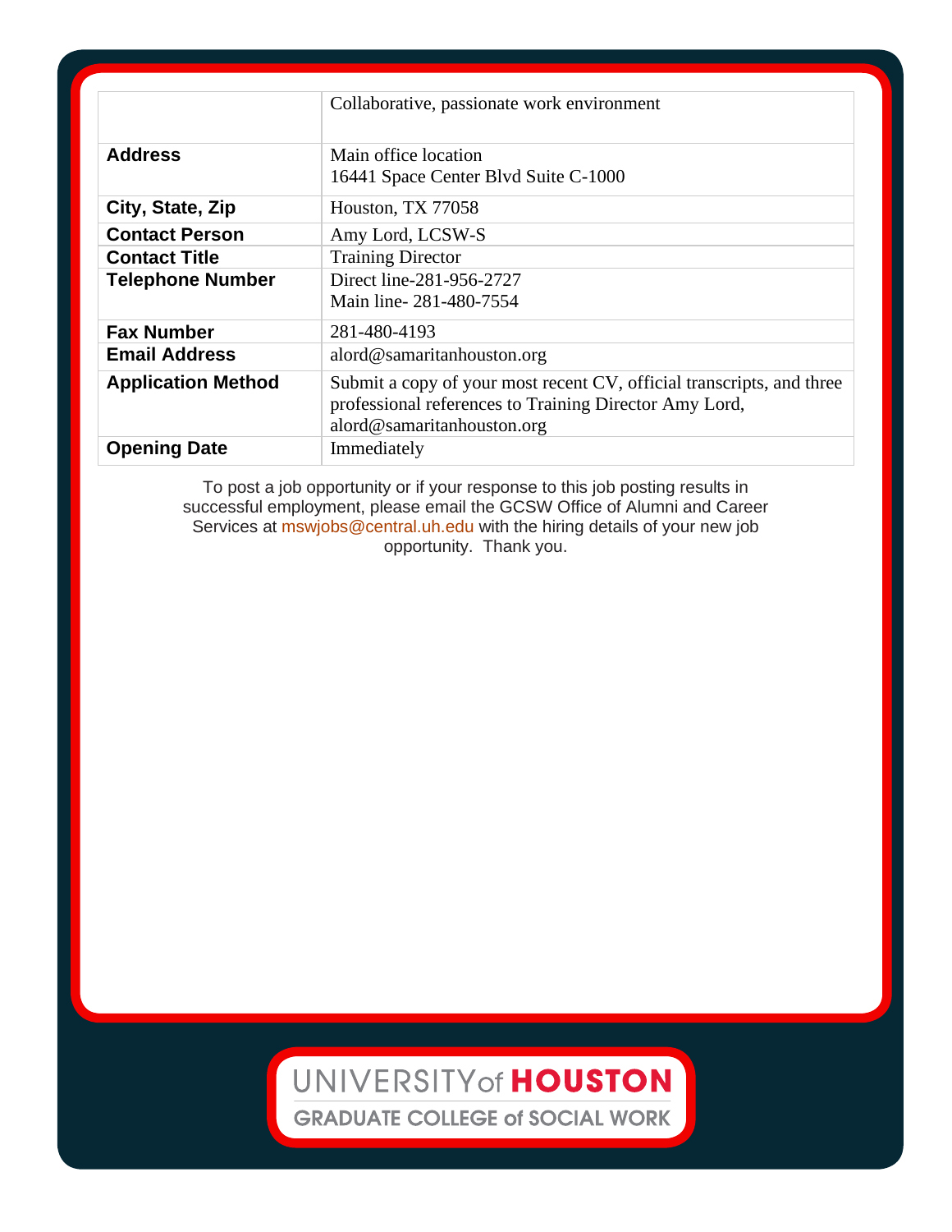| | |
|---|---|
| | Collaborative, passionate work environment |
| **Address** | Main office location<br>16441 Space Center Blvd Suite C-1000 |
| **City, State, Zip** | Houston, TX 77058 |
| **Contact Person** | Amy Lord, LCSW-S |
| **Contact Title** | Training Director |
| **Telephone Number** | Direct line-281-956-2727<br>Main line- 281-480-7554 |
| **Fax Number** | 281-480-4193 |
| **Email Address** | alord@samaritanhouston.org |
| **Application Method** | Submit a copy of your most recent CV, official transcripts, and three professional references to Training Director Amy Lord, alord@samaritanhouston.org |
| **Opening Date** | Immediately |

To post a job opportunity or if your response to this job posting results in successful employment, please email the GCSW Office of Alumni and Career Services at mswjobs@central.uh.edu with the hiring details of your new job opportunity. Thank you.

UNIVERSITY of HOUSTON
GRADUATE COLLEGE of SOCIAL WORK